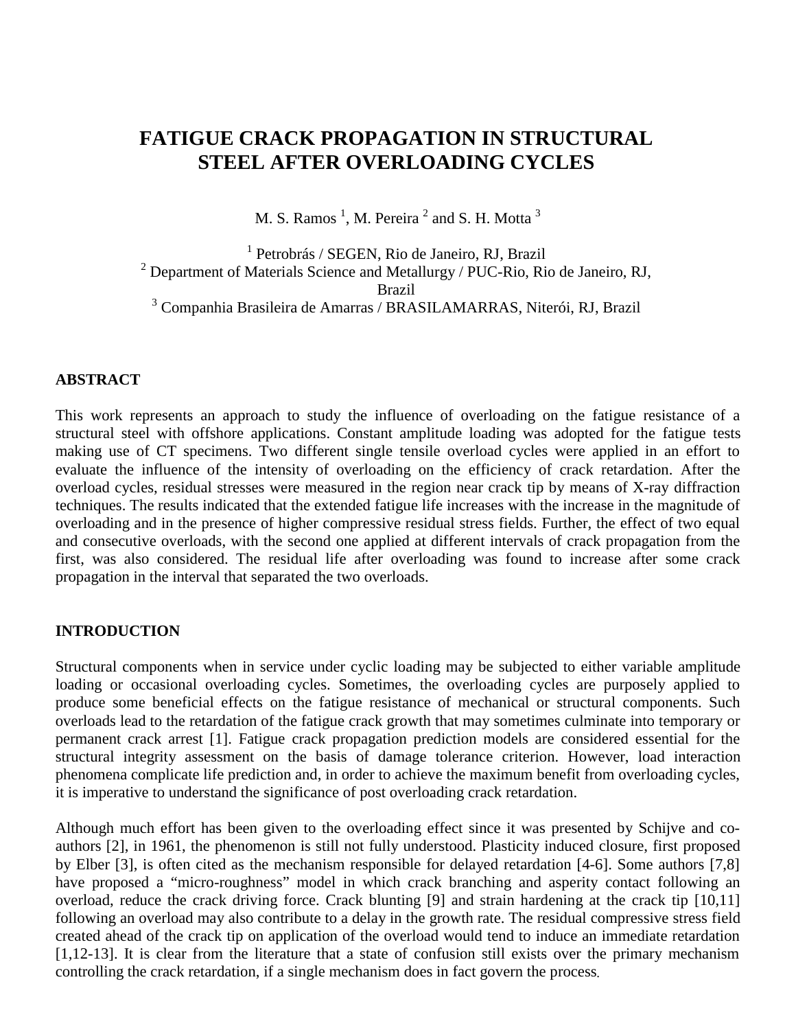# FATIGUE CRACK PROPAGATION IN STRUCTURAL STEEL AFTER OVERLOADING CYCLES

M. S. Ramos [1], M. Pereira [2] and S. H. Motta [3]

[1] Petrobrás / SEGEN, Rio de Janeiro, RJ, Brazil
[2] Department of Materials Science and Metallurgy / PUC-Rio, Rio de Janeiro, RJ, Brazil
[3] Companhia Brasileira de Amarras / BRASILAMARRAS, Niterói, RJ, Brazil

## ABSTRACT

This work represents an approach to study the influence of overloading on the fatigue resistance of a structural steel with offshore applications. Constant amplitude loading was adopted for the fatigue tests making use of CT specimens. Two different single tensile overload cycles were applied in an effort to evaluate the influence of the intensity of overloading on the efficiency of crack retardation. After the overload cycles, residual stresses were measured in the region near crack tip by means of X-ray diffraction techniques. The results indicated that the extended fatigue life increases with the increase in the magnitude of overloading and in the presence of higher compressive residual stress fields. Further, the effect of two equal and consecutive overloads, with the second one applied at different intervals of crack propagation from the first, was also considered. The residual life after overloading was found to increase after some crack propagation in the interval that separated the two overloads.

## INTRODUCTION

Structural components when in service under cyclic loading may be subjected to either variable amplitude loading or occasional overloading cycles. Sometimes, the overloading cycles are purposely applied to produce some beneficial effects on the fatigue resistance of mechanical or structural components. Such overloads lead to the retardation of the fatigue crack growth that may sometimes culminate into temporary or permanent crack arrest [1]. Fatigue crack propagation prediction models are considered essential for the structural integrity assessment on the basis of damage tolerance criterion. However, load interaction phenomena complicate life prediction and, in order to achieve the maximum benefit from overloading cycles, it is imperative to understand the significance of post overloading crack retardation.

Although much effort has been given to the overloading effect since it was presented by Schijve and co-authors [2], in 1961, the phenomenon is still not fully understood. Plasticity induced closure, first proposed by Elber [3], is often cited as the mechanism responsible for delayed retardation [4-6]. Some authors [7,8] have proposed a "micro-roughness" model in which crack branching and asperity contact following an overload, reduce the crack driving force. Crack blunting [9] and strain hardening at the crack tip [10,11] following an overload may also contribute to a delay in the growth rate. The residual compressive stress field created ahead of the crack tip on application of the overload would tend to induce an immediate retardation [1,12-13]. It is clear from the literature that a state of confusion still exists over the primary mechanism controlling the crack retardation, if a single mechanism does in fact govern the process.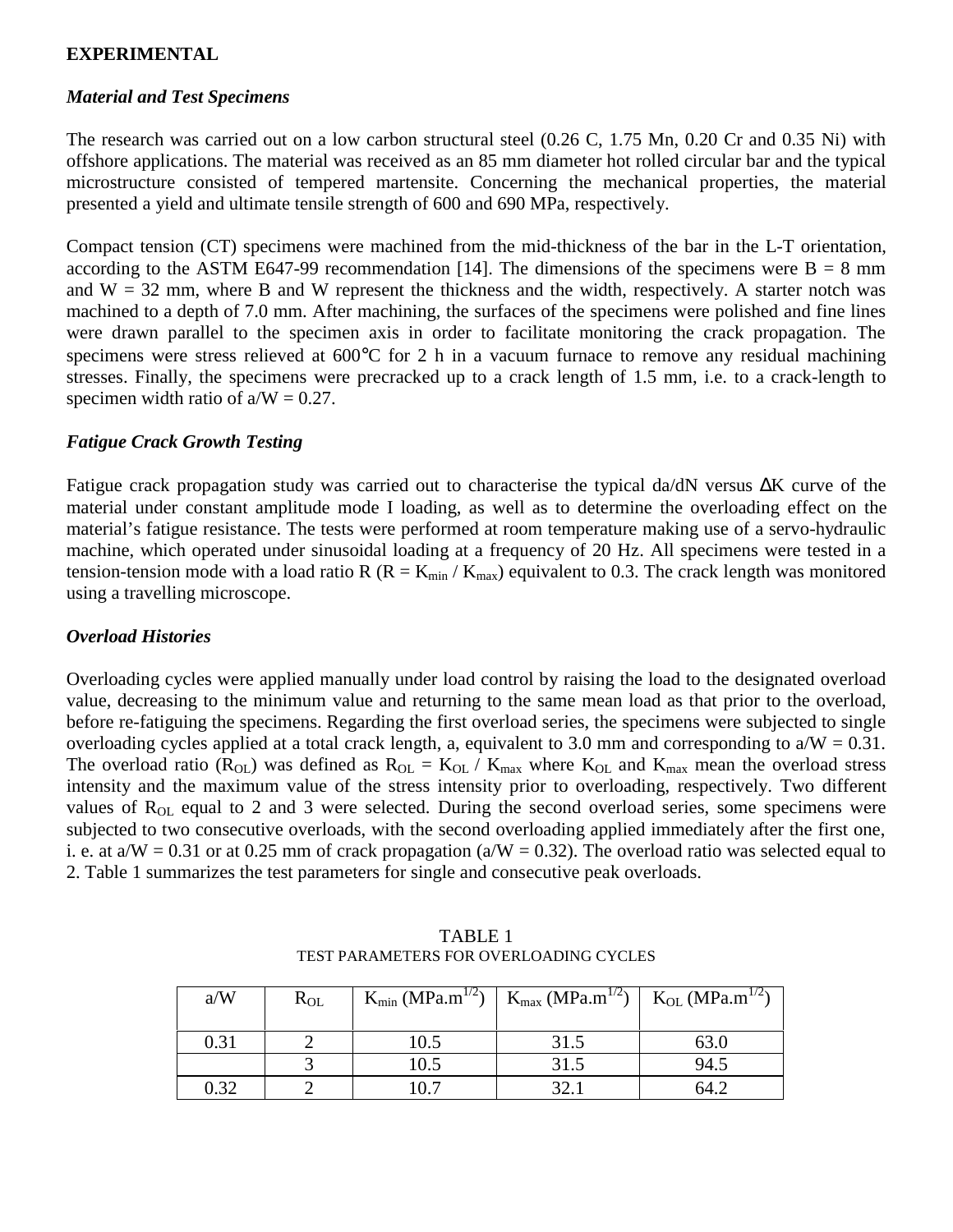## EXPERIMENTAL

### *Material and Test Specimens*

The research was carried out on a low carbon structural steel (0.26 C, 1.75 Mn, 0.20 Cr and 0.35 Ni) with offshore applications. The material was received as an 85 mm diameter hot rolled circular bar and the typical microstructure consisted of tempered martensite. Concerning the mechanical properties, the material presented a yield and ultimate tensile strength of 600 and 690 MPa, respectively.

Compact tension (CT) specimens were machined from the mid-thickness of the bar in the L-T orientation, according to the ASTM E647-99 recommendation [14]. The dimensions of the specimens were B = 8 mm and W = 32 mm, where B and W represent the thickness and the width, respectively. A starter notch was machined to a depth of 7.0 mm. After machining, the surfaces of the specimens were polished and fine lines were drawn parallel to the specimen axis in order to facilitate monitoring the crack propagation. The specimens were stress relieved at 600°C for 2 h in a vacuum furnace to remove any residual machining stresses. Finally, the specimens were precracked up to a crack length of 1.5 mm, i.e. to a crack-length to specimen width ratio of a/W = 0.27.

### *Fatigue Crack Growth Testing*

Fatigue crack propagation study was carried out to characterise the typical da/dN versus $\Delta K$ curve of the material under constant amplitude mode I loading, as well as to determine the overloading effect on the material's fatigue resistance. The tests were performed at room temperature making use of a servo-hydraulic machine, which operated under sinusoidal loading at a frequency of 20 Hz. All specimens were tested in a tension-tension mode with a load ratio R ($R = K_{min} / K_{max}$) equivalent to 0.3. The crack length was monitored using a travelling microscope.

### *Overload Histories*

Overloading cycles were applied manually under load control by raising the load to the designated overload value, decreasing to the minimum value and returning to the same mean load as that prior to the overload, before re-fatiguing the specimens. Regarding the first overload series, the specimens were subjected to single overloading cycles applied at a total crack length, a, equivalent to 3.0 mm and corresponding to a/W = 0.31. The overload ratio ($R_{OL}$) was defined as $R_{OL} = K_{OL} / K_{max}$ where $K_{OL}$ and $K_{max}$ mean the overload stress intensity and the maximum value of the stress intensity prior to overloading, respectively. Two different values of $R_{OL}$ equal to 2 and 3 were selected. During the second overload series, some specimens were subjected to two consecutive overloads, with the second overloading applied immediately after the first one, i. e. at a/W = 0.31 or at 0.25 mm of crack propagation (a/W = 0.32). The overload ratio was selected equal to 2. Table 1 summarizes the test parameters for single and consecutive peak overloads.

TABLE 1
TEST PARAMETERS FOR OVERLOADING CYCLES

| a/W | $R_{OL}$ | $K_{min}$ (MPa.m$^{1/2}$) | $K_{max}$ (MPa.m$^{1/2}$) | $K_{OL}$ (MPa.m$^{1/2}$) |
|---|---|---|---|---|
| 0.31 | 2 | 10.5 | 31.5 | 63.0 |
| | 3 | 10.5 | 31.5 | 94.5 |
| 0.32 | 2 | 10.7 | 32.1 | 64.2 |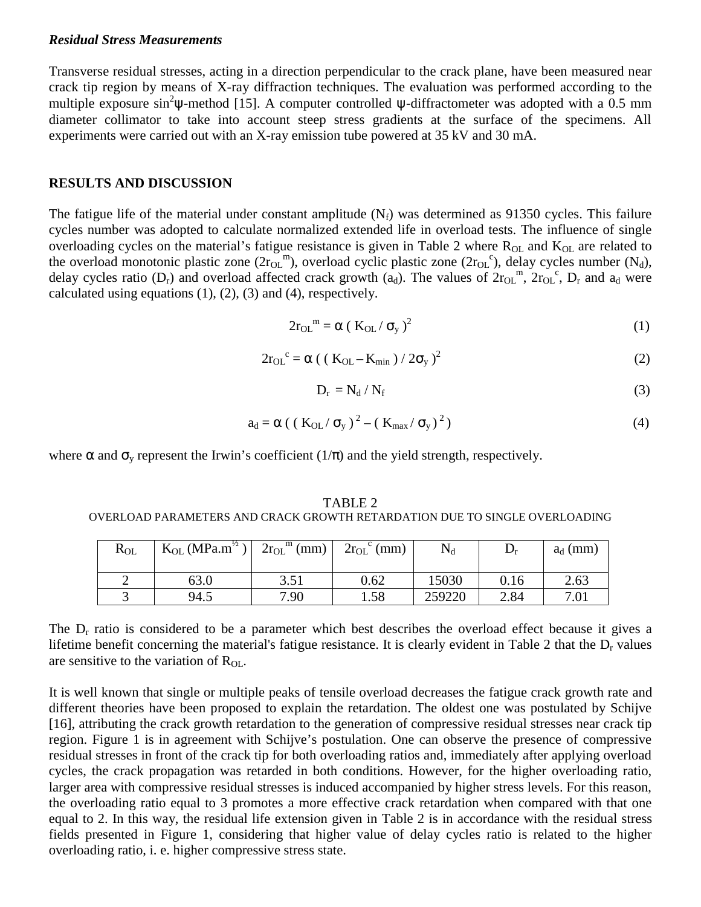### *Residual Stress Measurements*

Transverse residual stresses, acting in a direction perpendicular to the crack plane, have been measured near crack tip region by means of X-ray diffraction techniques. The evaluation was performed according to the multiple exposure $\sin^2\psi$-method [15]. A computer controlled $\psi$-diffractometer was adopted with a 0.5 mm diameter collimator to take into account steep stress gradients at the surface of the specimens. All experiments were carried out with an X-ray emission tube powered at 35 kV and 30 mA.

## RESULTS AND DISCUSSION

The fatigue life of the material under constant amplitude ($N_f$) was determined as 91350 cycles. This failure cycles number was adopted to calculate normalized extended life in overload tests. The influence of single overloading cycles on the material's fatigue resistance is given in Table 2 where $R_{OL}$ and $K_{OL}$ are related to the overload monotonic plastic zone ($2r_{OL}^{m}$), overload cyclic plastic zone ($2r_{OL}^{c}$), delay cycles number ($N_d$), delay cycles ratio ($D_r$) and overload affected crack growth ($a_d$). The values of $2r_{OL}^{m}$, $2r_{OL}^{c}$, $D_r$ and $a_d$ were calculated using equations (1), (2), (3) and (4), respectively.

$$2r_{OL}^{m} = \alpha \, ( K_{OL} / \sigma_y )^2 \tag{1}$$

$$2r_{OL}^{c} = \alpha \, ( ( K_{OL} - K_{min} ) / 2\sigma_y )^2 \tag{2}$$

$$D_r = N_d / N_f \tag{3}$$

$$a_d = \alpha \, ( ( K_{OL} / \sigma_y )^2 - ( K_{max} / \sigma_y )^2 ) \tag{4}$$

where $\alpha$ and $\sigma_y$ represent the Irwin's coefficient ($1/\pi$) and the yield strength, respectively.

TABLE 2
OVERLOAD PARAMETERS AND CRACK GROWTH RETARDATION DUE TO SINGLE OVERLOADING

| $R_{OL}$ | $K_{OL}$ (MPa.m$^{1/2}$) | $2r_{OL}^{m}$ (mm) | $2r_{OL}^{c}$ (mm) | $N_d$ | $D_r$ | $a_d$ (mm) |
|---|---|---|---|---|---|---|
| 2 | 63.0 | 3.51 | 0.62 | 15030 | 0.16 | 2.63 |
| 3 | 94.5 | 7.90 | 1.58 | 259220 | 2.84 | 7.01 |

The $D_r$ ratio is considered to be a parameter which best describes the overload effect because it gives a lifetime benefit concerning the material's fatigue resistance. It is clearly evident in Table 2 that the $D_r$ values are sensitive to the variation of $R_{OL}$.

It is well known that single or multiple peaks of tensile overload decreases the fatigue crack growth rate and different theories have been proposed to explain the retardation. The oldest one was postulated by Schijve [16], attributing the crack growth retardation to the generation of compressive residual stresses near crack tip region. Figure 1 is in agreement with Schijve's postulation. One can observe the presence of compressive residual stresses in front of the crack tip for both overloading ratios and, immediately after applying overload cycles, the crack propagation was retarded in both conditions. However, for the higher overloading ratio, larger area with compressive residual stresses is induced accompanied by higher stress levels. For this reason, the overloading ratio equal to 3 promotes a more effective crack retardation when compared with that one equal to 2. In this way, the residual life extension given in Table 2 is in accordance with the residual stress fields presented in Figure 1, considering that higher value of delay cycles ratio is related to the higher overloading ratio, i. e. higher compressive stress state.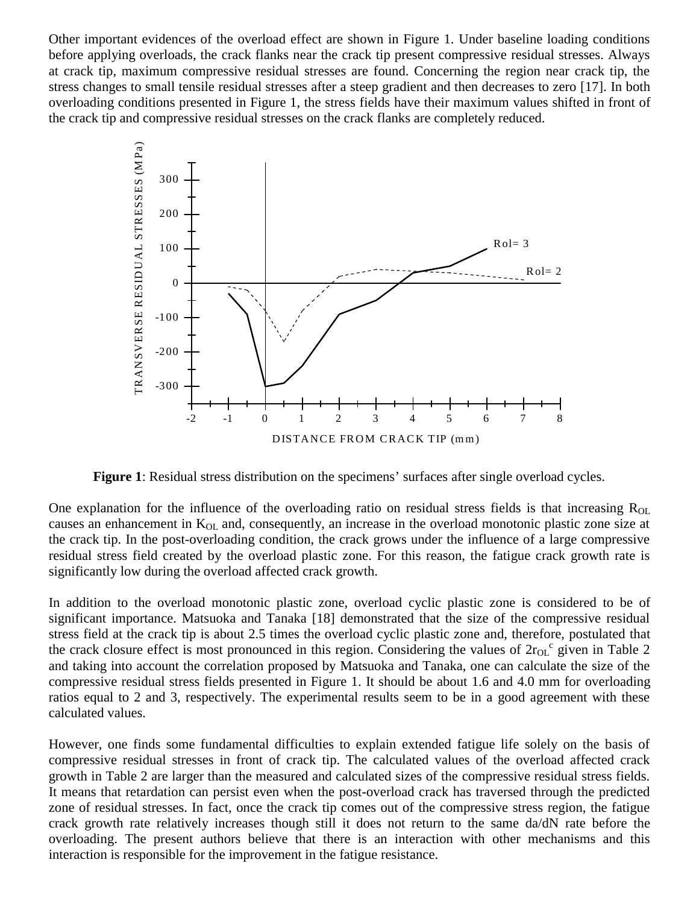Other important evidences of the overload effect are shown in Figure 1. Under baseline loading conditions before applying overloads, the crack flanks near the crack tip present compressive residual stresses. Always at crack tip, maximum compressive residual stresses are found. Concerning the region near crack tip, the stress changes to small tensile residual stresses after a steep gradient and then decreases to zero [17]. In both overloading conditions presented in Figure 1, the stress fields have their maximum values shifted in front of the crack tip and compressive residual stresses on the crack flanks are completely reduced.

**Figure 1**: Residual stress distribution on the specimens' surfaces after single overload cycles.

One explanation for the influence of the overloading ratio on residual stress fields is that increasing $R_{OL}$ causes an enhancement in $K_{OL}$ and, consequently, an increase in the overload monotonic plastic zone size at the crack tip. In the post-overloading condition, the crack grows under the influence of a large compressive residual stress field created by the overload plastic zone. For this reason, the fatigue crack growth rate is significantly low during the overload affected crack growth.

In addition to the overload monotonic plastic zone, overload cyclic plastic zone is considered to be of significant importance. Matsuoka and Tanaka [18] demonstrated that the size of the compressive residual stress field at the crack tip is about 2.5 times the overload cyclic plastic zone and, therefore, postulated that the crack closure effect is most pronounced in this region. Considering the values of $2r_{OL}^{c}$ given in Table 2 and taking into account the correlation proposed by Matsuoka and Tanaka, one can calculate the size of the compressive residual stress fields presented in Figure 1. It should be about 1.6 and 4.0 mm for overloading ratios equal to 2 and 3, respectively. The experimental results seem to be in a good agreement with these calculated values.

However, one finds some fundamental difficulties to explain extended fatigue life solely on the basis of compressive residual stresses in front of crack tip. The calculated values of the overload affected crack growth in Table 2 are larger than the measured and calculated sizes of the compressive residual stress fields. It means that retardation can persist even when the post-overload crack has traversed through the predicted zone of residual stresses. In fact, once the crack tip comes out of the compressive stress region, the fatigue crack growth rate relatively increases though still it does not return to the same da/dN rate before the overloading. The present authors believe that there is an interaction with other mechanisms and this interaction is responsible for the improvement in the fatigue resistance.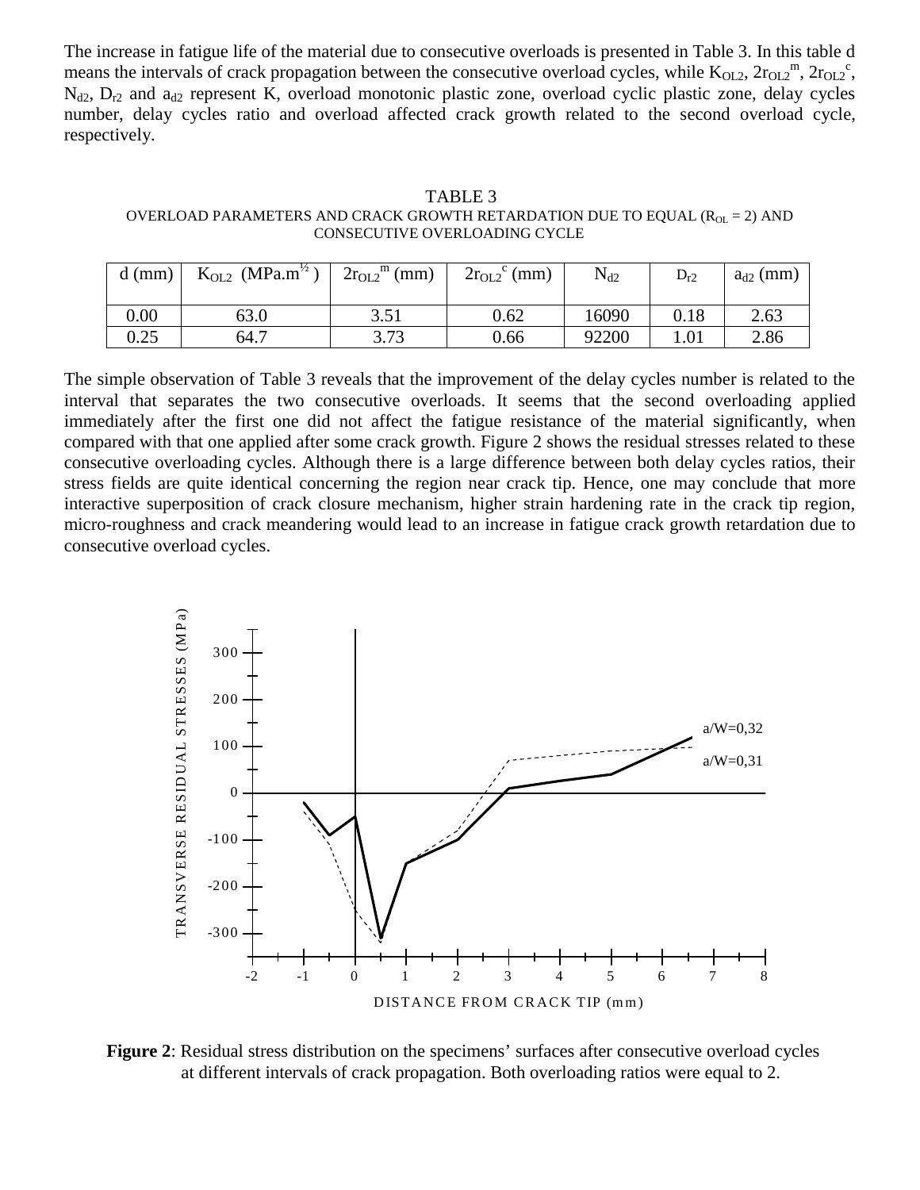The increase in fatigue life of the material due to consecutive overloads is presented in Table 3. In this table d means the intervals of crack propagation between the consecutive overload cycles, while $K_{OL2}$, $2r_{OL2}^{m}$, $2r_{OL2}^{c}$, $N_{d2}$, $D_{r2}$ and $a_{d2}$ represent K, overload monotonic plastic zone, overload cyclic plastic zone, delay cycles number, delay cycles ratio and overload affected crack growth related to the second overload cycle, respectively.

TABLE 3
OVERLOAD PARAMETERS AND CRACK GROWTH RETARDATION DUE TO EQUAL ($R_{OL}$ = 2) AND CONSECUTIVE OVERLOADING CYCLE

| d (mm) | $K_{OL2}$ (MPa.m$^{½}$) | $2r_{OL2}^{m}$ (mm) | $2r_{OL2}^{c}$ (mm) | $N_{d2}$ | $D_{r2}$ | $a_{d2}$ (mm) |
|---|---|---|---|---|---|---|
| 0.00 | 63.0 | 3.51 | 0.62 | 16090 | 0.18 | 2.63 |
| 0.25 | 64.7 | 3.73 | 0.66 | 92200 | 1.01 | 2.86 |

The simple observation of Table 3 reveals that the improvement of the delay cycles number is related to the interval that separates the two consecutive overloads. It seems that the second overloading applied immediately after the first one did not affect the fatigue resistance of the material significantly, when compared with that one applied after some crack growth. Figure 2 shows the residual stresses related to these consecutive overloading cycles. Although there is a large difference between both delay cycles ratios, their stress fields are quite identical concerning the region near crack tip. Hence, one may conclude that more interactive superposition of crack closure mechanism, higher strain hardening rate in the crack tip region, micro-roughness and crack meandering would lead to an increase in fatigue crack growth retardation due to consecutive overload cycles.

**Figure 2**: Residual stress distribution on the specimens' surfaces after consecutive overload cycles at different intervals of crack propagation. Both overloading ratios were equal to 2.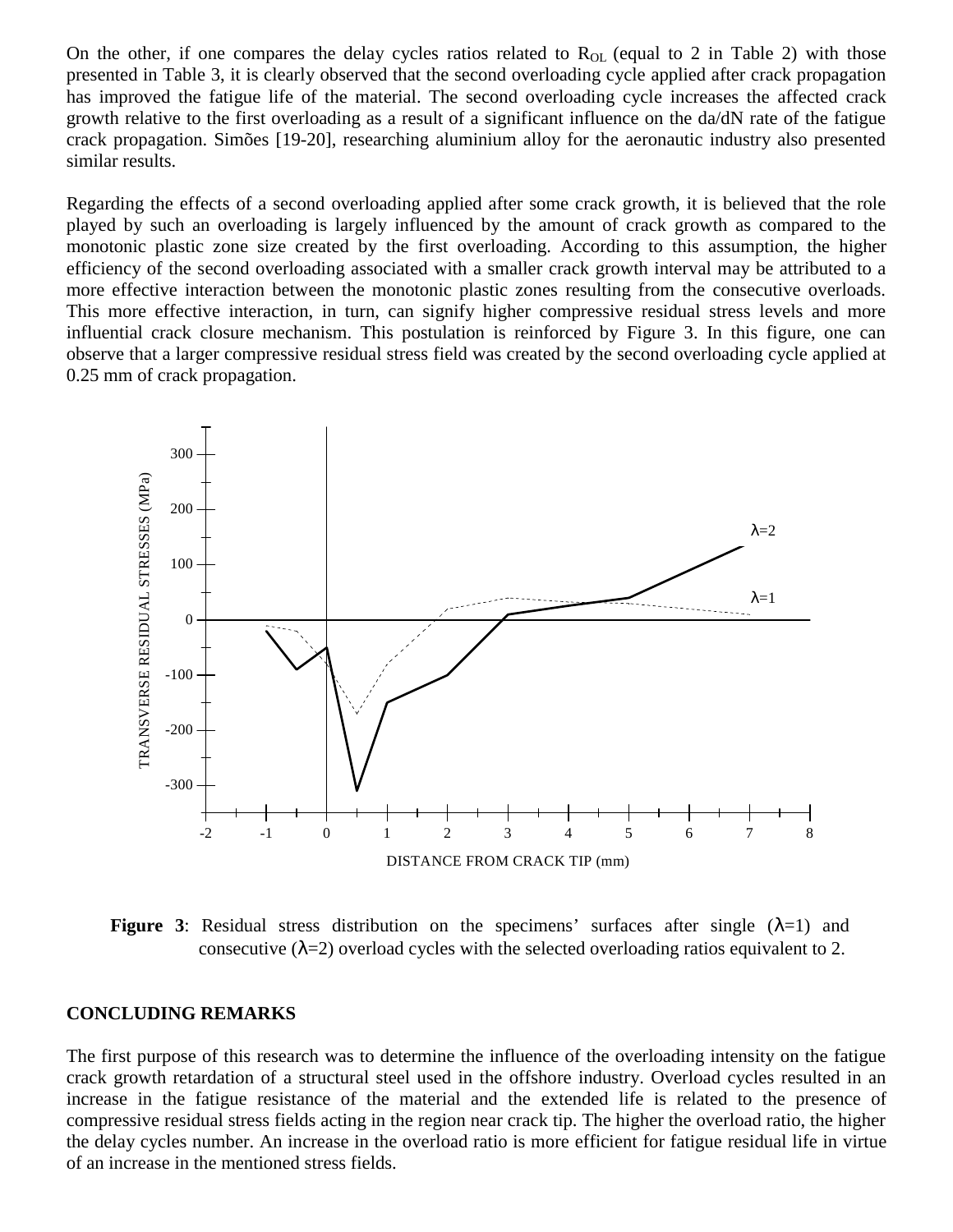On the other, if one compares the delay cycles ratios related to $R_{OL}$ (equal to 2 in Table 2) with those presented in Table 3, it is clearly observed that the second overloading cycle applied after crack propagation has improved the fatigue life of the material. The second overloading cycle increases the affected crack growth relative to the first overloading as a result of a significant influence on the da/dN rate of the fatigue crack propagation. Simões [19-20], researching aluminium alloy for the aeronautic industry also presented similar results.

Regarding the effects of a second overloading applied after some crack growth, it is believed that the role played by such an overloading is largely influenced by the amount of crack growth as compared to the monotonic plastic zone size created by the first overloading. According to this assumption, the higher efficiency of the second overloading associated with a smaller crack growth interval may be attributed to a more effective interaction between the monotonic plastic zones resulting from the consecutive overloads. This more effective interaction, in turn, can signify higher compressive residual stress levels and more influential crack closure mechanism. This postulation is reinforced by Figure 3. In this figure, one can observe that a larger compressive residual stress field was created by the second overloading cycle applied at 0.25 mm of crack propagation.

**Figure 3**: Residual stress distribution on the specimens' surfaces after single ($\lambda$=1) and consecutive ($\lambda$=2) overload cycles with the selected overloading ratios equivalent to 2.

## CONCLUDING REMARKS

The first purpose of this research was to determine the influence of the overloading intensity on the fatigue crack growth retardation of a structural steel used in the offshore industry. Overload cycles resulted in an increase in the fatigue resistance of the material and the extended life is related to the presence of compressive residual stress fields acting in the region near crack tip. The higher the overload ratio, the higher the delay cycles number. An increase in the overload ratio is more efficient for fatigue residual life in virtue of an increase in the mentioned stress fields.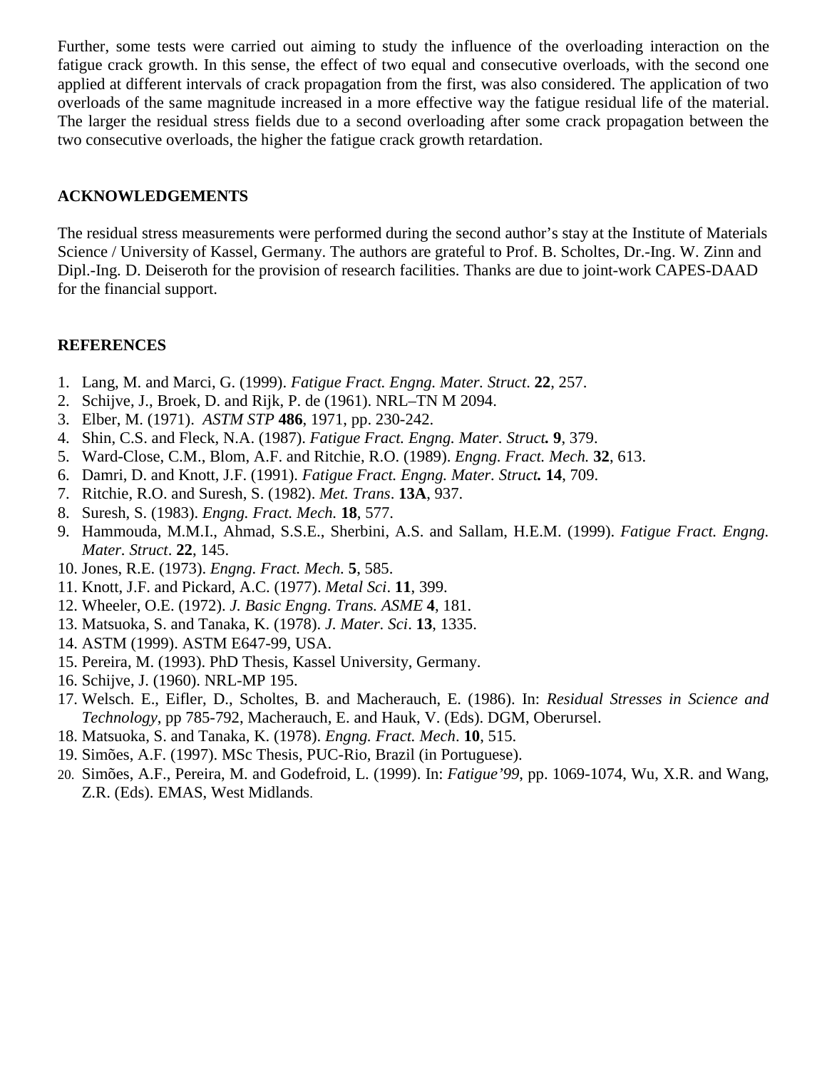Further, some tests were carried out aiming to study the influence of the overloading interaction on the fatigue crack growth. In this sense, the effect of two equal and consecutive overloads, with the second one applied at different intervals of crack propagation from the first, was also considered. The application of two overloads of the same magnitude increased in a more effective way the fatigue residual life of the material. The larger the residual stress fields due to a second overloading after some crack propagation between the two consecutive overloads, the higher the fatigue crack growth retardation.

## ACKNOWLEDGEMENTS

The residual stress measurements were performed during the second author's stay at the Institute of Materials Science / University of Kassel, Germany. The authors are grateful to Prof. B. Scholtes, Dr.-Ing. W. Zinn and Dipl.-Ing. D. Deiseroth for the provision of research facilities. Thanks are due to joint-work CAPES-DAAD for the financial support.

## REFERENCES

1. Lang, M. and Marci, G. (1999). *Fatigue Fract. Engng. Mater. Struct*. **22**, 257.
2. Schijve, J., Broek, D. and Rijk, P. de (1961). NRL–TN M 2094.
3. Elber, M. (1971). *ASTM STP* **486**, 1971, pp. 230-242.
4. Shin, C.S. and Fleck, N.A. (1987). *Fatigue Fract. Engng. Mater. Struct***.** **9**, 379.
5. Ward-Close, C.M., Blom, A.F. and Ritchie, R.O. (1989). *Engng. Fract. Mech.* **32**, 613.
6. Damri, D. and Knott, J.F. (1991). *Fatigue Fract. Engng. Mater. Struct***.** **14**, 709.
7. Ritchie, R.O. and Suresh, S. (1982). *Met. Trans*. **13A**, 937.
8. Suresh, S. (1983). *Engng. Fract. Mech.* **18**, 577.
9. Hammouda, M.M.I., Ahmad, S.S.E., Sherbini, A.S. and Sallam, H.E.M. (1999). *Fatigue Fract. Engng. Mater. Struct*. **22**, 145.
10. Jones, R.E. (1973). *Engng. Fract. Mech.* **5**, 585.
11. Knott, J.F. and Pickard, A.C. (1977). *Metal Sci*. **11**, 399.
12. Wheeler, O.E. (1972). *J. Basic Engng. Trans. ASME* **4**, 181.
13. Matsuoka, S. and Tanaka, K. (1978). *J. Mater. Sci*. **13**, 1335.
14. ASTM (1999). ASTM E647-99, USA.
15. Pereira, M. (1993). PhD Thesis, Kassel University, Germany.
16. Schijve, J. (1960). NRL-MP 195.
17. Welsch. E., Eifler, D., Scholtes, B. and Macherauch, E. (1986). In: *Residual Stresses in Science and Technology*, pp 785-792, Macherauch, E. and Hauk, V. (Eds). DGM, Oberursel.
18. Matsuoka, S. and Tanaka, K. (1978). *Engng. Fract. Mech*. **10**, 515.
19. Simões, A.F. (1997). MSc Thesis, PUC-Rio, Brazil (in Portuguese).
20. Simões, A.F., Pereira, M. and Godefroid, L. (1999). In: *Fatigue'99*, pp. 1069-1074, Wu, X.R. and Wang, Z.R. (Eds). EMAS, West Midlands.